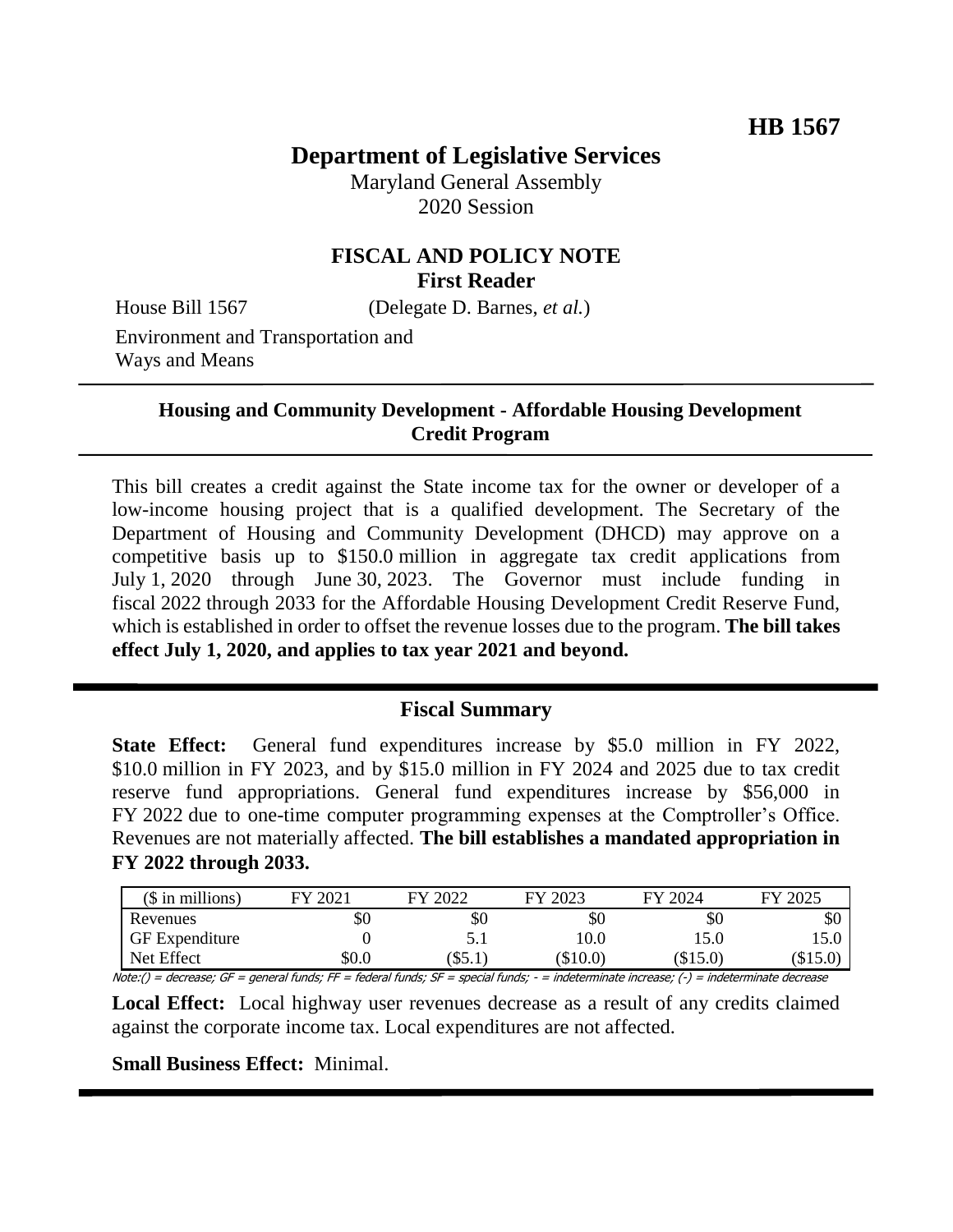**HB 1567**

# Department of Legislative Services

Maryland General Assembly
2020 Session

## FISCAL AND POLICY NOTE
**First Reader**

House Bill 1567 (Delegate D. Barnes, *et al.*)

Environment and Transportation and Ways and Means

---

**Housing and Community Development - Affordable Housing Development Credit Program**

---

This bill creates a credit against the State income tax for the owner or developer of a low-income housing project that is a qualified development. The Secretary of the Department of Housing and Community Development (DHCD) may approve on a competitive basis up to $150.0 million in aggregate tax credit applications from July 1, 2020 through June 30, 2023. The Governor must include funding in fiscal 2022 through 2033 for the Affordable Housing Development Credit Reserve Fund, which is established in order to offset the revenue losses due to the program. **The bill takes effect July 1, 2020, and applies to tax year 2021 and beyond.**

---

## Fiscal Summary

**State Effect:** General fund expenditures increase by $5.0 million in FY 2022, $10.0 million in FY 2023, and by $15.0 million in FY 2024 and 2025 due to tax credit reserve fund appropriations. General fund expenditures increase by $56,000 in FY 2022 due to one-time computer programming expenses at the Comptroller's Office. Revenues are not materially affected. **The bill establishes a mandated appropriation in FY 2022 through 2033.**

| ($ in millions) | FY 2021 | FY 2022 | FY 2023 | FY 2024 | FY 2025 |
|---|---|---|---|---|---|
| Revenues | $0 | $0 | $0 | $0 | $0 |
| GF Expenditure | 0 | 5.1 | 10.0 | 15.0 | 15.0 |
| Net Effect | $0.0 | ($5.1) | ($10.0) | ($15.0) | ($15.0) |

*Note:() = decrease; GF = general funds; FF = federal funds; SF = special funds; - = indeterminate increase; (-) = indeterminate decrease*

**Local Effect:** Local highway user revenues decrease as a result of any credits claimed against the corporate income tax. Local expenditures are not affected.

**Small Business Effect:** Minimal.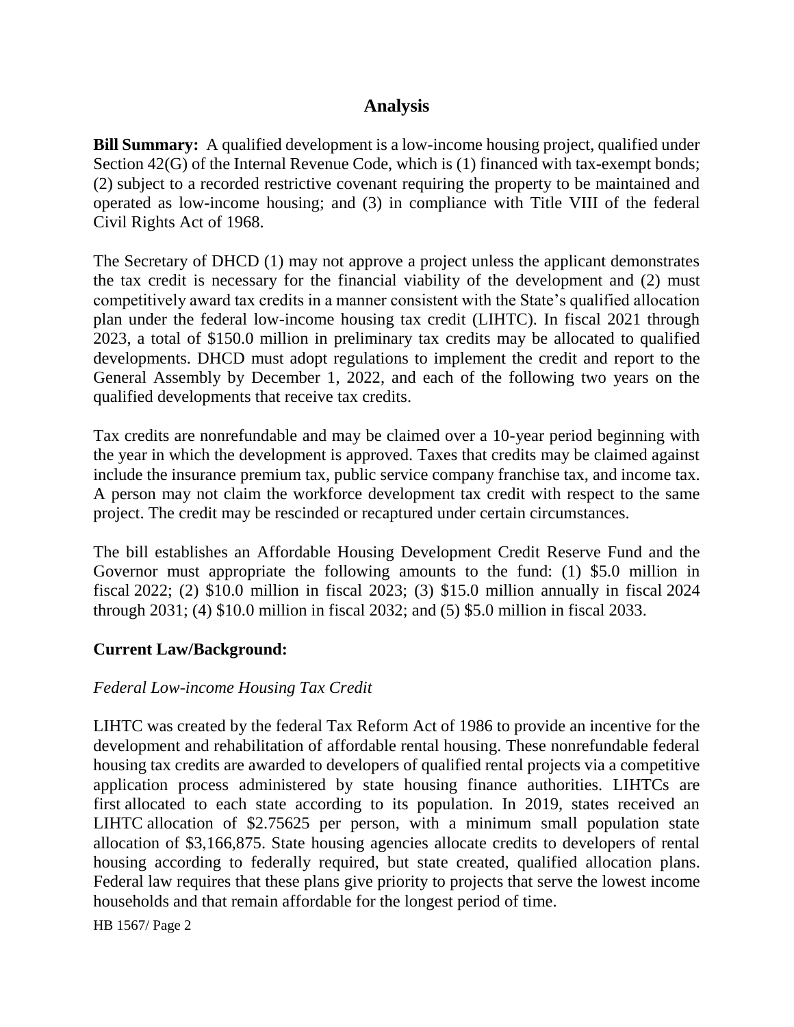## Analysis

**Bill Summary:** A qualified development is a low-income housing project, qualified under Section 42(G) of the Internal Revenue Code, which is (1) financed with tax-exempt bonds; (2) subject to a recorded restrictive covenant requiring the property to be maintained and operated as low-income housing; and (3) in compliance with Title VIII of the federal Civil Rights Act of 1968.

The Secretary of DHCD (1) may not approve a project unless the applicant demonstrates the tax credit is necessary for the financial viability of the development and (2) must competitively award tax credits in a manner consistent with the State's qualified allocation plan under the federal low-income housing tax credit (LIHTC). In fiscal 2021 through 2023, a total of $150.0 million in preliminary tax credits may be allocated to qualified developments. DHCD must adopt regulations to implement the credit and report to the General Assembly by December 1, 2022, and each of the following two years on the qualified developments that receive tax credits.

Tax credits are nonrefundable and may be claimed over a 10-year period beginning with the year in which the development is approved. Taxes that credits may be claimed against include the insurance premium tax, public service company franchise tax, and income tax. A person may not claim the workforce development tax credit with respect to the same project. The credit may be rescinded or recaptured under certain circumstances.

The bill establishes an Affordable Housing Development Credit Reserve Fund and the Governor must appropriate the following amounts to the fund: (1) $5.0 million in fiscal 2022; (2) $10.0 million in fiscal 2023; (3) $15.0 million annually in fiscal 2024 through 2031; (4) $10.0 million in fiscal 2032; and (5) $5.0 million in fiscal 2033.

**Current Law/Background:**

*Federal Low-income Housing Tax Credit*

LIHTC was created by the federal Tax Reform Act of 1986 to provide an incentive for the development and rehabilitation of affordable rental housing. These nonrefundable federal housing tax credits are awarded to developers of qualified rental projects via a competitive application process administered by state housing finance authorities. LIHTCs are first allocated to each state according to its population. In 2019, states received an LIHTC allocation of $2.75625 per person, with a minimum small population state allocation of $3,166,875. State housing agencies allocate credits to developers of rental housing according to federally required, but state created, qualified allocation plans. Federal law requires that these plans give priority to projects that serve the lowest income households and that remain affordable for the longest period of time.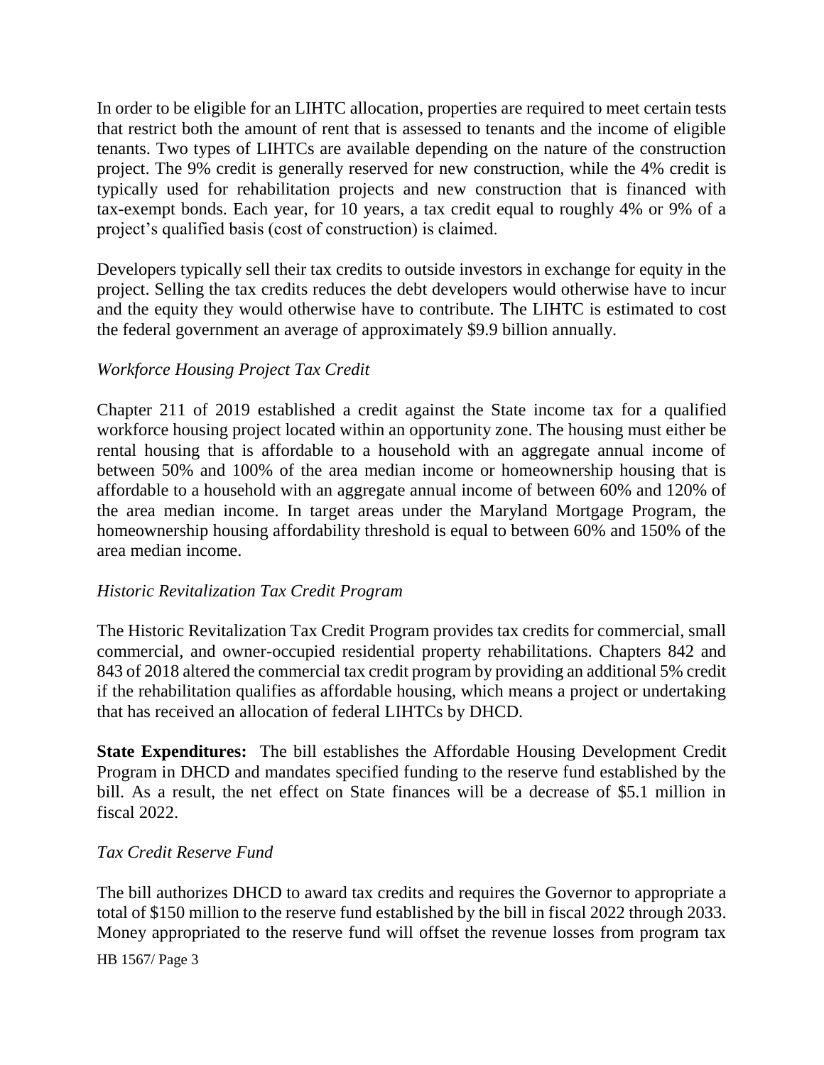In order to be eligible for an LIHTC allocation, properties are required to meet certain tests that restrict both the amount of rent that is assessed to tenants and the income of eligible tenants. Two types of LIHTCs are available depending on the nature of the construction project. The 9% credit is generally reserved for new construction, while the 4% credit is typically used for rehabilitation projects and new construction that is financed with tax-exempt bonds. Each year, for 10 years, a tax credit equal to roughly 4% or 9% of a project's qualified basis (cost of construction) is claimed.

Developers typically sell their tax credits to outside investors in exchange for equity in the project. Selling the tax credits reduces the debt developers would otherwise have to incur and the equity they would otherwise have to contribute. The LIHTC is estimated to cost the federal government an average of approximately $9.9 billion annually.

*Workforce Housing Project Tax Credit*

Chapter 211 of 2019 established a credit against the State income tax for a qualified workforce housing project located within an opportunity zone. The housing must either be rental housing that is affordable to a household with an aggregate annual income of between 50% and 100% of the area median income or homeownership housing that is affordable to a household with an aggregate annual income of between 60% and 120% of the area median income. In target areas under the Maryland Mortgage Program, the homeownership housing affordability threshold is equal to between 60% and 150% of the area median income.

*Historic Revitalization Tax Credit Program*

The Historic Revitalization Tax Credit Program provides tax credits for commercial, small commercial, and owner-occupied residential property rehabilitations. Chapters 842 and 843 of 2018 altered the commercial tax credit program by providing an additional 5% credit if the rehabilitation qualifies as affordable housing, which means a project or undertaking that has received an allocation of federal LIHTCs by DHCD.

**State Expenditures:** The bill establishes the Affordable Housing Development Credit Program in DHCD and mandates specified funding to the reserve fund established by the bill. As a result, the net effect on State finances will be a decrease of $5.1 million in fiscal 2022.

*Tax Credit Reserve Fund*

The bill authorizes DHCD to award tax credits and requires the Governor to appropriate a total of $150 million to the reserve fund established by the bill in fiscal 2022 through 2033. Money appropriated to the reserve fund will offset the revenue losses from program tax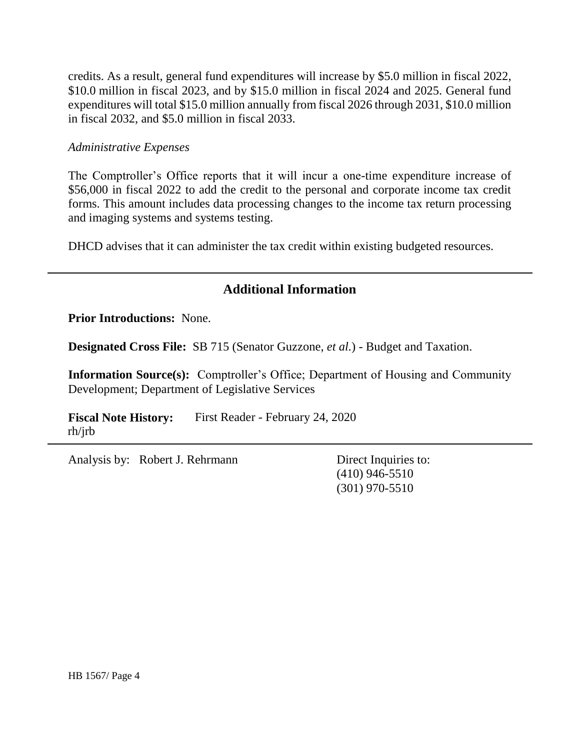credits. As a result, general fund expenditures will increase by $5.0 million in fiscal 2022, $10.0 million in fiscal 2023, and by $15.0 million in fiscal 2024 and 2025. General fund expenditures will total $15.0 million annually from fiscal 2026 through 2031, $10.0 million in fiscal 2032, and $5.0 million in fiscal 2033.

*Administrative Expenses*

The Comptroller's Office reports that it will incur a one-time expenditure increase of $56,000 in fiscal 2022 to add the credit to the personal and corporate income tax credit forms. This amount includes data processing changes to the income tax return processing and imaging systems and systems testing.

DHCD advises that it can administer the tax credit within existing budgeted resources.

## Additional Information

**Prior Introductions:** None.

**Designated Cross File:** SB 715 (Senator Guzzone, *et al.*) - Budget and Taxation.

**Information Source(s):** Comptroller's Office; Department of Housing and Community Development; Department of Legislative Services

**Fiscal Note History:** First Reader - February 24, 2020
rh/jrb

Analysis by: Robert J. Rehrmann

Direct Inquiries to:
(410) 946-5510
(301) 970-5510